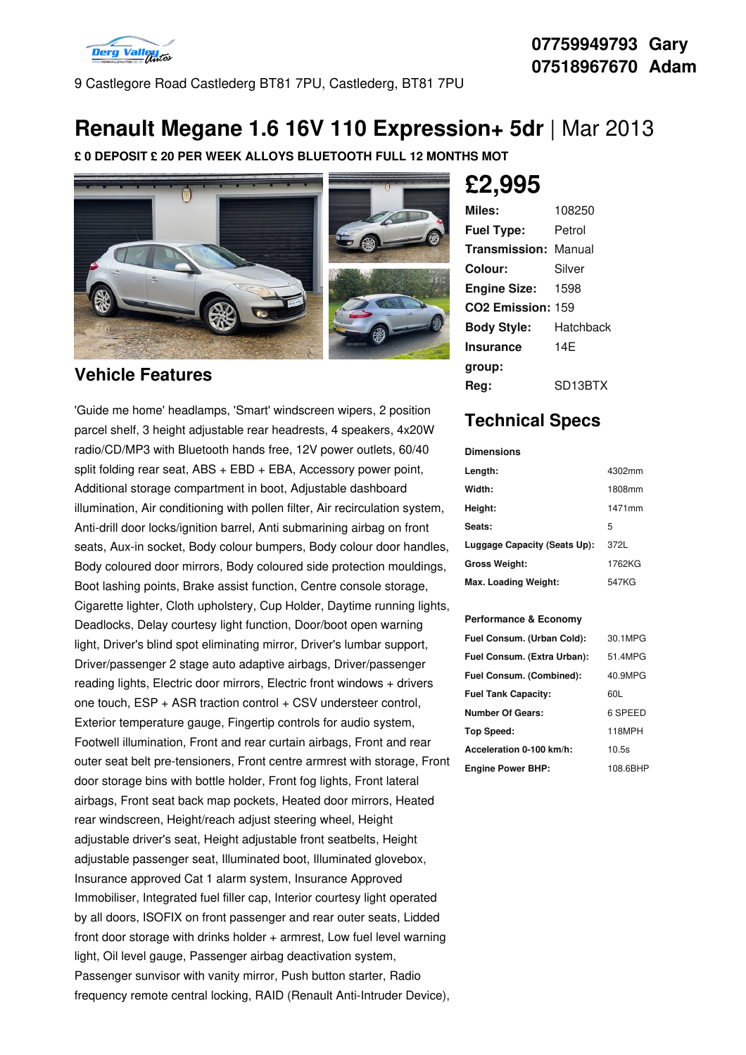07759949793 Gary
07518967670 Adam

9 Castlegore Road Castlederg BT81 7PU, Castlederg, BT81 7PU

# Renault Megane 1.6 16V 110 Expression+ 5dr | Mar 2013

**£ 0 DEPOSIT £ 20 PER WEEK ALLOYS BLUETOOTH FULL 12 MONTHS MOT**

## £2,995

| | |
|---|---|
| **Miles:** | 108250 |
| **Fuel Type:** | Petrol |
| **Transmission:** | Manual |
| **Colour:** | Silver |
| **Engine Size:** | 1598 |
| **CO2 Emission:** | 159 |
| **Body Style:** | Hatchback |
| **Insurance group:** | 14E |
| **Reg:** | SD13BTX |

## Vehicle Features

'Guide me home' headlamps, 'Smart' windscreen wipers, 2 position parcel shelf, 3 height adjustable rear headrests, 4 speakers, 4x20W radio/CD/MP3 with Bluetooth hands free, 12V power outlets, 60/40 split folding rear seat, ABS + EBD + EBA, Accessory power point, Additional storage compartment in boot, Adjustable dashboard illumination, Air conditioning with pollen filter, Air recirculation system, Anti-drill door locks/ignition barrel, Anti submarining airbag on front seats, Aux-in socket, Body colour bumpers, Body colour door handles, Body coloured door mirrors, Body coloured side protection mouldings, Boot lashing points, Brake assist function, Centre console storage, Cigarette lighter, Cloth upholstery, Cup Holder, Daytime running lights, Deadlocks, Delay courtesy light function, Door/boot open warning light, Driver's blind spot eliminating mirror, Driver's lumbar support, Driver/passenger 2 stage auto adaptive airbags, Driver/passenger reading lights, Electric door mirrors, Electric front windows + drivers one touch, ESP + ASR traction control + CSV understeer control, Exterior temperature gauge, Fingertip controls for audio system, Footwell illumination, Front and rear curtain airbags, Front and rear outer seat belt pre-tensioners, Front centre armrest with storage, Front door storage bins with bottle holder, Front fog lights, Front lateral airbags, Front seat back map pockets, Heated door mirrors, Heated rear windscreen, Height/reach adjust steering wheel, Height adjustable driver's seat, Height adjustable front seatbelts, Height adjustable passenger seat, Illuminated boot, Illuminated glovebox, Insurance approved Cat 1 alarm system, Insurance Approved Immobiliser, Integrated fuel filler cap, Interior courtesy light operated by all doors, ISOFIX on front passenger and rear outer seats, Lidded front door storage with drinks holder + armrest, Low fuel level warning light, Oil level gauge, Passenger airbag deactivation system, Passenger sunvisor with vanity mirror, Push button starter, Radio frequency remote central locking, RAID (Renault Anti-Intruder Device),

## Technical Specs

**Dimensions**

| | |
|---|---|
| **Length:** | 4302mm |
| **Width:** | 1808mm |
| **Height:** | 1471mm |
| **Seats:** | 5 |
| **Luggage Capacity (Seats Up):** | 372L |
| **Gross Weight:** | 1762KG |
| **Max. Loading Weight:** | 547KG |

**Performance & Economy**

| | |
|---|---|
| **Fuel Consum. (Urban Cold):** | 30.1MPG |
| **Fuel Consum. (Extra Urban):** | 51.4MPG |
| **Fuel Consum. (Combined):** | 40.9MPG |
| **Fuel Tank Capacity:** | 60L |
| **Number Of Gears:** | 6 SPEED |
| **Top Speed:** | 118MPH |
| **Acceleration 0-100 km/h:** | 10.5s |
| **Engine Power BHP:** | 108.6BHP |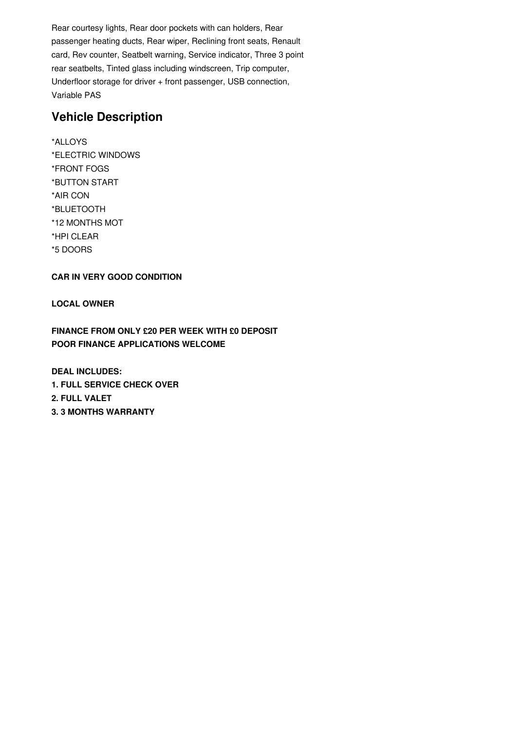Rear courtesy lights, Rear door pockets with can holders, Rear passenger heating ducts, Rear wiper, Reclining front seats, Renault card, Rev counter, Seatbelt warning, Service indicator, Three 3 point rear seatbelts, Tinted glass including windscreen, Trip computer, Underfloor storage for driver + front passenger, USB connection, Variable PAS

## Vehicle Description

*ALLOYS
*ELECTRIC WINDOWS
*FRONT FOGS
*BUTTON START
*AIR CON
*BLUETOOTH
*12 MONTHS MOT
*HPI CLEAR
*5 DOORS

**CAR IN VERY GOOD CONDITION**

**LOCAL OWNER**

**FINANCE FROM ONLY £20 PER WEEK WITH £0 DEPOSIT**
**POOR FINANCE APPLICATIONS WELCOME**

**DEAL INCLUDES:**
**1. FULL SERVICE CHECK OVER**
**2. FULL VALET**
**3. 3 MONTHS WARRANTY**